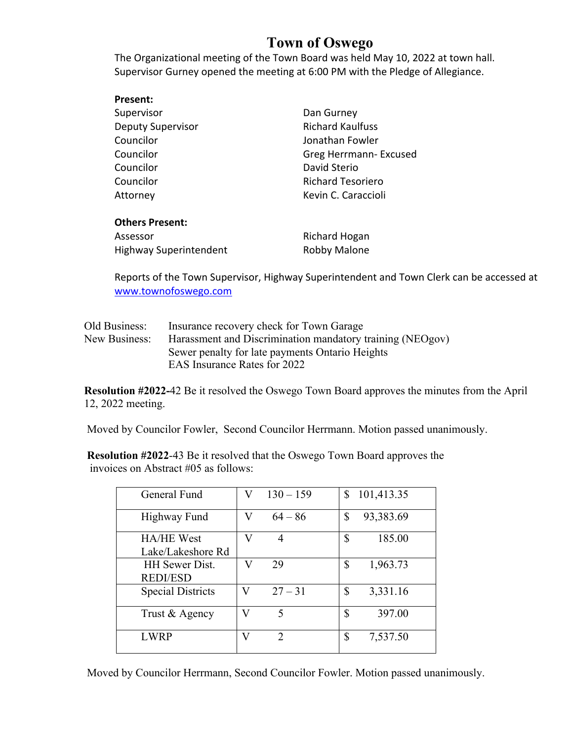# Town of Oswego

The Organizational meeting of the Town Board was held May 10, 2022 at town hall. Supervisor Gurney opened the meeting at 6:00 PM with the Pledge of Allegiance.

**Present:**

| | |
|---|---|
| Supervisor | Dan Gurney |
| Deputy Supervisor | Richard Kaulfuss |
| Councilor | Jonathan Fowler |
| Councilor | Greg Herrmann- Excused |
| Councilor | David Sterio |
| Councilor | Richard Tesoriero |
| Attorney | Kevin C. Caraccioli |

**Others Present:**

| | |
|---|---|
| Assessor | Richard Hogan |
| Highway Superintendent | Robby Malone |

Reports of the Town Supervisor, Highway Superintendent and Town Clerk can be accessed at www.townofoswego.com

Old Business: Insurance recovery check for Town Garage

New Business: Harassment and Discrimination mandatory training (NEOgov)
Sewer penalty for late payments Ontario Heights
EAS Insurance Rates for 2022

**Resolution #2022-**42 Be it resolved the Oswego Town Board approves the minutes from the April 12, 2022 meeting.

Moved by Councilor Fowler, Second Councilor Herrmann. Motion passed unanimously.

**Resolution #2022**-43 Be it resolved that the Oswego Town Board approves the invoices on Abstract #05 as follows:

| | | | |
|---|---|---|---|
| General Fund | V | 130 – 159 | $ 101,413.35 |
| Highway Fund | V | 64 – 86 | $ 93,383.69 |
| HA/HE West Lake/Lakeshore Rd | V | 4 | $ 185.00 |
| HH Sewer Dist. REDI/ESD | V | 29 | $ 1,963.73 |
| Special Districts | V | 27 – 31 | $ 3,331.16 |
| Trust & Agency | V | 5 | $ 397.00 |
| LWRP | V | 2 | $ 7,537.50 |

Moved by Councilor Herrmann, Second Councilor Fowler. Motion passed unanimously.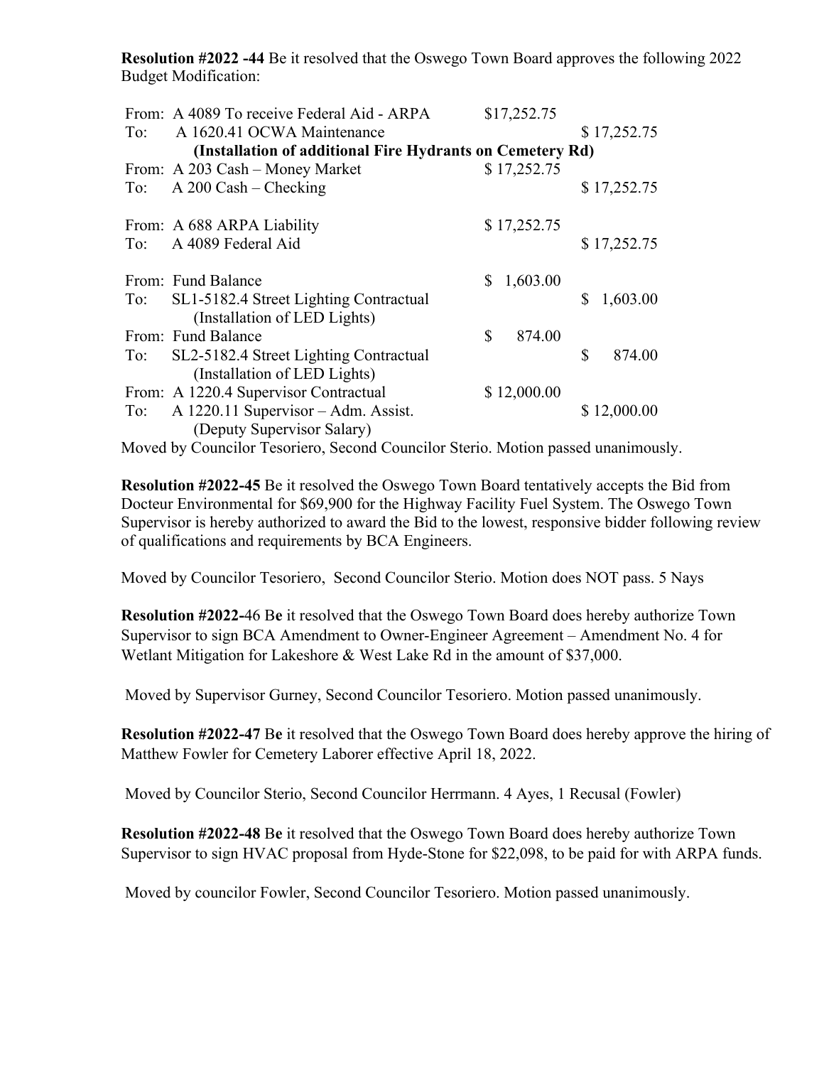**Resolution #2022 -44** Be it resolved that the Oswego Town Board approves the following 2022 Budget Modification:

| | | | |
|---|---|---|---|
| From: | A 4089 To receive Federal Aid - ARPA | $17,252.75 | |
| To: | A 1620.41 OCWA Maintenance | | $ 17,252.75 |
| | **(Installation of additional Fire Hydrants on Cemetery Rd)** | | |
| From: | A 203 Cash – Money Market | $ 17,252.75 | |
| To: | A 200 Cash – Checking | | $ 17,252.75 |
| From: | A 688 ARPA Liability | $ 17,252.75 | |
| To: | A 4089 Federal Aid | | $ 17,252.75 |
| From: | Fund Balance | $ 1,603.00 | |
| To: | SL1-5182.4 Street Lighting Contractual (Installation of LED Lights) | | $ 1,603.00 |
| From: | Fund Balance | $ 874.00 | |
| To: | SL2-5182.4 Street Lighting Contractual (Installation of LED Lights) | | $ 874.00 |
| From: | A 1220.4 Supervisor Contractual | $ 12,000.00 | |
| To: | A 1220.11 Supervisor – Adm. Assist. (Deputy Supervisor Salary) | | $ 12,000.00 |

Moved by Councilor Tesoriero, Second Councilor Sterio. Motion passed unanimously.

**Resolution #2022-45** Be it resolved the Oswego Town Board tentatively accepts the Bid from Docteur Environmental for $69,900 for the Highway Facility Fuel System. The Oswego Town Supervisor is hereby authorized to award the Bid to the lowest, responsive bidder following review of qualifications and requirements by BCA Engineers.

Moved by Councilor Tesoriero, Second Councilor Sterio. Motion does NOT pass. 5 Nays

**Resolution #2022-**46 B**e** it resolved that the Oswego Town Board does hereby authorize Town Supervisor to sign BCA Amendment to Owner-Engineer Agreement – Amendment No. 4 for Wetlant Mitigation for Lakeshore & West Lake Rd in the amount of $37,000.

Moved by Supervisor Gurney, Second Councilor Tesoriero. Motion passed unanimously.

**Resolution #2022-47** B**e** it resolved that the Oswego Town Board does hereby approve the hiring of Matthew Fowler for Cemetery Laborer effective April 18, 2022.

Moved by Councilor Sterio, Second Councilor Herrmann. 4 Ayes, 1 Recusal (Fowler)

**Resolution #2022-48** B**e** it resolved that the Oswego Town Board does hereby authorize Town Supervisor to sign HVAC proposal from Hyde-Stone for $22,098, to be paid for with ARPA funds.

Moved by councilor Fowler, Second Councilor Tesoriero. Motion passed unanimously.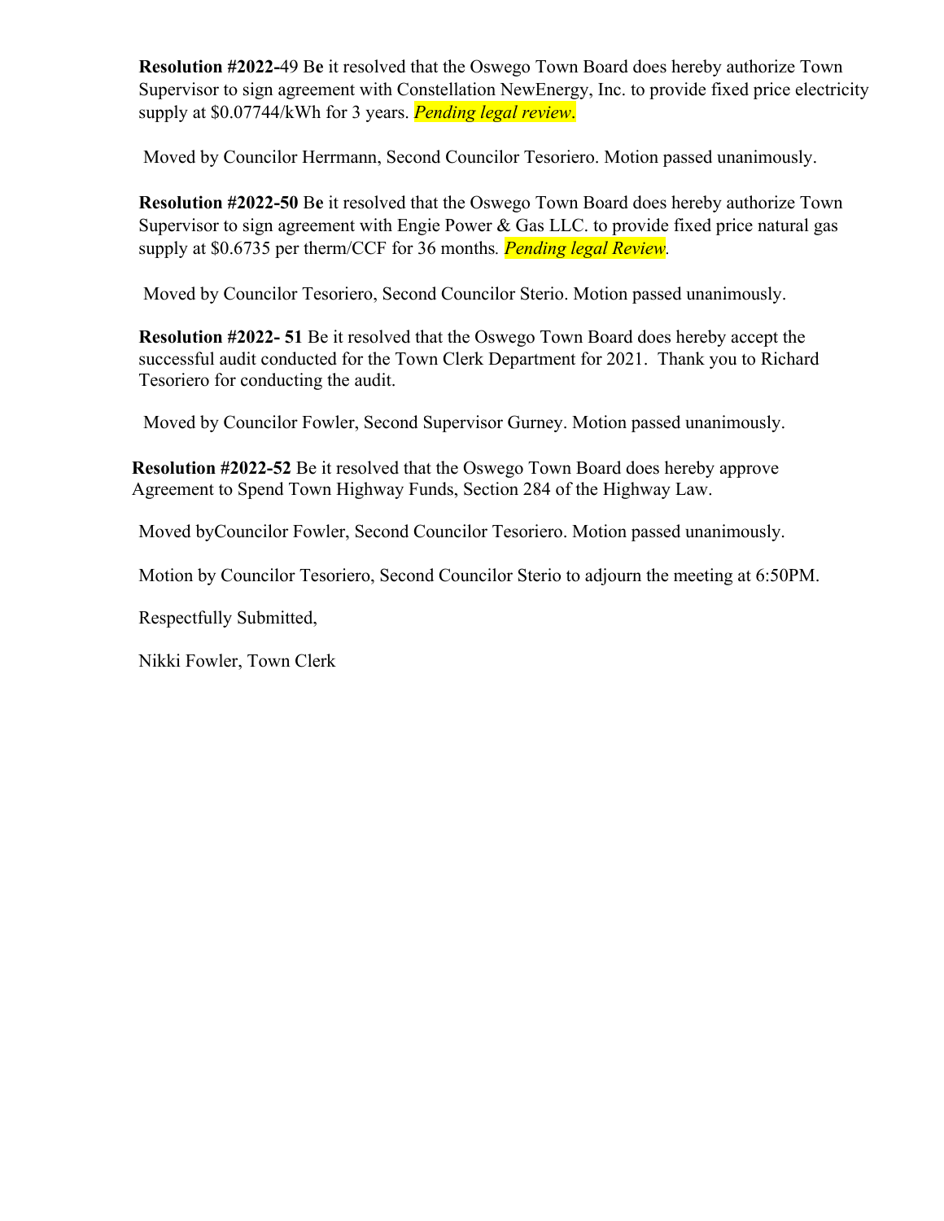**Resolution #2022-**49 B**e** it resolved that the Oswego Town Board does hereby authorize Town Supervisor to sign agreement with Constellation NewEnergy, Inc. to provide fixed price electricity supply at $0.07744/kWh for 3 years. *Pending legal review*.

Moved by Councilor Herrmann, Second Councilor Tesoriero. Motion passed unanimously.

**Resolution #2022-50** B**e** it resolved that the Oswego Town Board does hereby authorize Town Supervisor to sign agreement with Engie Power & Gas LLC. to provide fixed price natural gas supply at $0.6735 per therm/CCF for 36 months*. Pending legal Review.*

Moved by Councilor Tesoriero, Second Councilor Sterio. Motion passed unanimously.

**Resolution #2022- 51** Be it resolved that the Oswego Town Board does hereby accept the successful audit conducted for the Town Clerk Department for 2021. Thank you to Richard Tesoriero for conducting the audit.

Moved by Councilor Fowler, Second Supervisor Gurney. Motion passed unanimously.

**Resolution #2022-52** Be it resolved that the Oswego Town Board does hereby approve Agreement to Spend Town Highway Funds, Section 284 of the Highway Law.

Moved byCouncilor Fowler, Second Councilor Tesoriero. Motion passed unanimously.

Motion by Councilor Tesoriero, Second Councilor Sterio to adjourn the meeting at 6:50PM.

Respectfully Submitted,

Nikki Fowler, Town Clerk